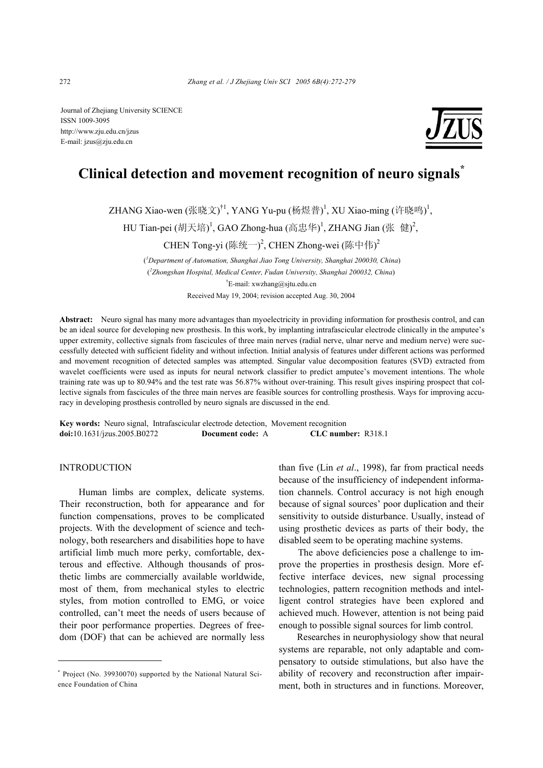Journal of Zhejiang University SCIENCE
ISSN 1009-3095
http://www.zju.edu.cn/jzus
E-mail: jzus@zju.edu.cn

# Clinical detection and movement recognition of neuro signals*

ZHANG Xiao-wen (张晓文)[†1], YANG Yu-pu (杨煜普)[1], XU Xiao-ming (许晓鸣)[1], HU Tian-pei (胡天培)[1], GAO Zhong-hua (高忠华)[1], ZHANG Jian (张　健)[2], CHEN Tong-yi (陈统一)[2], CHEN Zhong-wei (陈中伟)[2]

([1]*Department of Automation, Shanghai Jiao Tong University, Shanghai 200030, China*)
([2]*Zhongshan Hospital, Medical Center, Fudan University, Shanghai 200032, China*)
[†]E-mail: xwzhang@sjtu.edu.cn
Received May 19, 2004; revision accepted Aug. 30, 2004

**Abstract:** Neuro signal has many more advantages than myoelectricity in providing information for prosthesis control, and can be an ideal source for developing new prosthesis. In this work, by implanting intrafascicular electrode clinically in the amputee's upper extremity, collective signals from fascicules of three main nerves (radial nerve, ulnar nerve and medium nerve) were successfully detected with sufficient fidelity and without infection. Initial analysis of features under different actions was performed and movement recognition of detected samples was attempted. Singular value decomposition features (SVD) extracted from wavelet coefficients were used as inputs for neural network classifier to predict amputee's movement intentions. The whole training rate was up to 80.94% and the test rate was 56.87% without over-training. This result gives inspiring prospect that collective signals from fascicules of the three main nerves are feasible sources for controlling prosthesis. Ways for improving accuracy in developing prosthesis controlled by neuro signals are discussed in the end.

**Key words:** Neuro signal, Intrafascicular electrode detection, Movement recognition
**doi:**10.1631/jzus.2005.B0272　　**Document code:** A　　**CLC number:** R318.1

## INTRODUCTION

Human limbs are complex, delicate systems. Their reconstruction, both for appearance and for function compensations, proves to be complicated projects. With the development of science and technology, both researchers and disabilities hope to have artificial limb much more perky, comfortable, dexterous and effective. Although thousands of prosthetic limbs are commercially available worldwide, most of them, from mechanical styles to electric styles, from motion controlled to EMG, or voice controlled, can't meet the needs of users because of their poor performance properties. Degrees of freedom (DOF) that can be achieved are normally less than five (Lin *et al*., 1998), far from practical needs because of the insufficiency of independent information channels. Control accuracy is not high enough because of signal sources' poor duplication and their sensitivity to outside disturbance. Usually, instead of using prosthetic devices as parts of their body, the disabled seem to be operating machine systems.

The above deficiencies pose a challenge to improve the properties in prosthesis design. More effective interface devices, new signal processing technologies, pattern recognition methods and intelligent control strategies have been explored and achieved much. However, attention is not being paid enough to possible signal sources for limb control.

Researches in neurophysiology show that neural systems are reparable, not only adaptable and compensatory to outside stimulations, but also have the ability of recovery and reconstruction after impairment, both in structures and in functions. Moreover,

---

* Project (No. 39930070) supported by the National Natural Science Foundation of China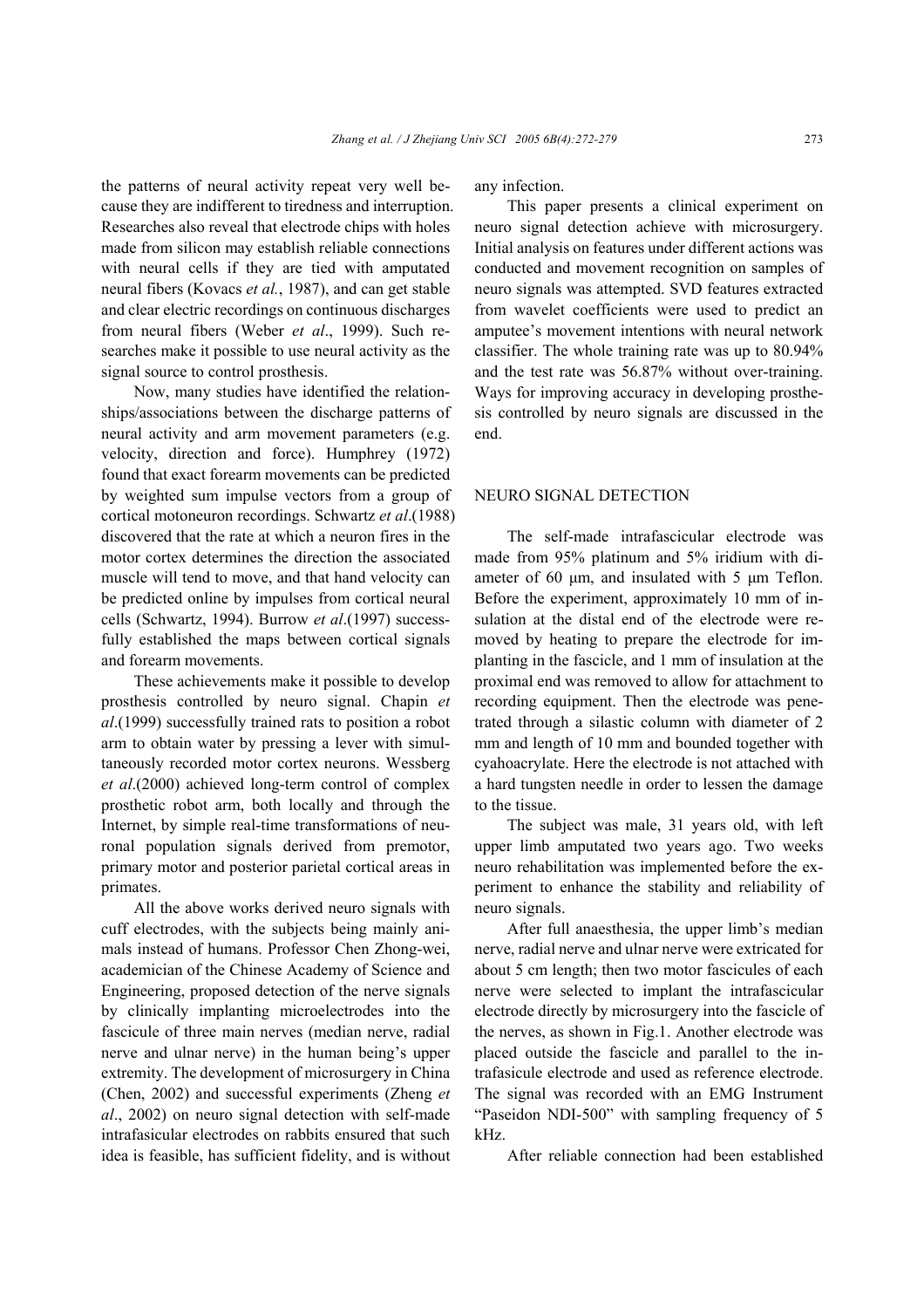the patterns of neural activity repeat very well because they are indifferent to tiredness and interruption. Researches also reveal that electrode chips with holes made from silicon may establish reliable connections with neural cells if they are tied with amputated neural fibers (Kovacs *et al.*, 1987), and can get stable and clear electric recordings on continuous discharges from neural fibers (Weber *et al*., 1999). Such researches make it possible to use neural activity as the signal source to control prosthesis.

Now, many studies have identified the relationships/associations between the discharge patterns of neural activity and arm movement parameters (e.g. velocity, direction and force). Humphrey (1972) found that exact forearm movements can be predicted by weighted sum impulse vectors from a group of cortical motoneuron recordings. Schwartz *et al*.(1988) discovered that the rate at which a neuron fires in the motor cortex determines the direction the associated muscle will tend to move, and that hand velocity can be predicted online by impulses from cortical neural cells (Schwartz, 1994). Burrow *et al*.(1997) successfully established the maps between cortical signals and forearm movements.

These achievements make it possible to develop prosthesis controlled by neuro signal. Chapin *et al*.(1999) successfully trained rats to position a robot arm to obtain water by pressing a lever with simultaneously recorded motor cortex neurons. Wessberg *et al*.(2000) achieved long-term control of complex prosthetic robot arm, both locally and through the Internet, by simple real-time transformations of neuronal population signals derived from premotor, primary motor and posterior parietal cortical areas in primates.

All the above works derived neuro signals with cuff electrodes, with the subjects being mainly animals instead of humans. Professor Chen Zhong-wei, academician of the Chinese Academy of Science and Engineering, proposed detection of the nerve signals by clinically implanting microelectrodes into the fascicle of three main nerves (median nerve, radial nerve and ulnar nerve) in the human being's upper extremity. The development of microsurgery in China (Chen, 2002) and successful experiments (Zheng *et al*., 2002) on neuro signal detection with self-made intrafasicular electrodes on rabbits ensured that such idea is feasible, has sufficient fidelity, and is without any infection.

This paper presents a clinical experiment on neuro signal detection achieve with microsurgery. Initial analysis on features under different actions was conducted and movement recognition on samples of neuro signals was attempted. SVD features extracted from wavelet coefficients were used to predict an amputee's movement intentions with neural network classifier. The whole training rate was up to 80.94% and the test rate was 56.87% without over-training. Ways for improving accuracy in developing prosthesis controlled by neuro signals are discussed in the end.

## NEURO SIGNAL DETECTION

The self-made intrafascicular electrode was made from 95% platinum and 5% iridium with diameter of 60 μm, and insulated with 5 μm Teflon. Before the experiment, approximately 10 mm of insulation at the distal end of the electrode were removed by heating to prepare the electrode for implanting in the fascicle, and 1 mm of insulation at the proximal end was removed to allow for attachment to recording equipment. Then the electrode was penetrated through a silastic column with diameter of 2 mm and length of 10 mm and bounded together with cyahoacrylate. Here the electrode is not attached with a hard tungsten needle in order to lessen the damage to the tissue.

The subject was male, 31 years old, with left upper limb amputated two years ago. Two weeks neuro rehabilitation was implemented before the experiment to enhance the stability and reliability of neuro signals.

After full anaesthesia, the upper limb's median nerve, radial nerve and ulnar nerve were extricated for about 5 cm length; then two motor fascicules of each nerve were selected to implant the intrafascicular electrode directly by microsurgery into the fascicle of the nerves, as shown in Fig.1. Another electrode was placed outside the fascicle and parallel to the intrafasicule electrode and used as reference electrode. The signal was recorded with an EMG Instrument "Paseidon NDI-500" with sampling frequency of 5 kHz.

After reliable connection had been established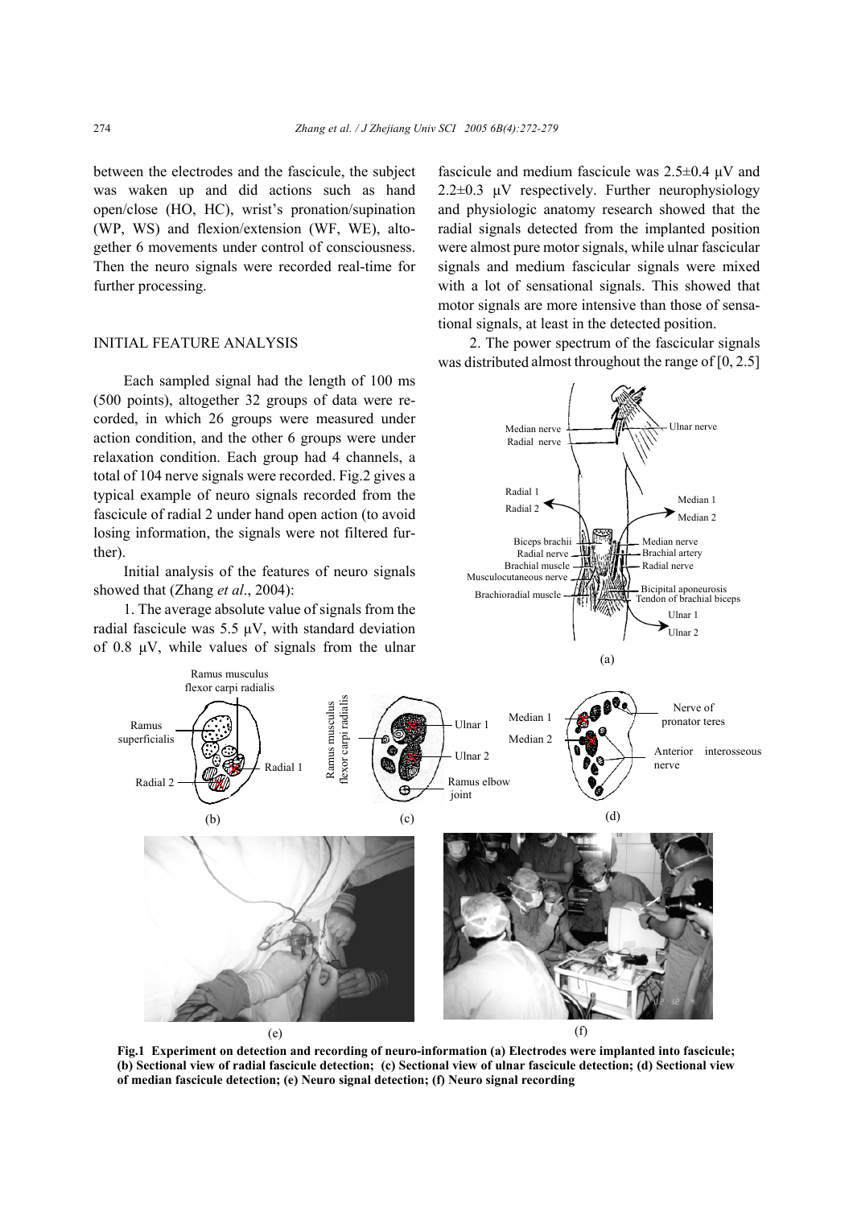between the electrodes and the fascicule, the subject was waken up and did actions such as hand open/close (HO, HC), wrist's pronation/supination (WP, WS) and flexion/extension (WF, WE), altogether 6 movements under control of consciousness. Then the neuro signals were recorded real-time for further processing.

## INITIAL FEATURE ANALYSIS

Each sampled signal had the length of 100 ms (500 points), altogether 32 groups of data were recorded, in which 26 groups were measured under action condition, and the other 6 groups were under relaxation condition. Each group had 4 channels, a total of 104 nerve signals were recorded. Fig.2 gives a typical example of neuro signals recorded from the fascicule of radial 2 under hand open action (to avoid losing information, the signals were not filtered further).

Initial analysis of the features of neuro signals showed that (Zhang *et al*., 2004):

1. The average absolute value of signals from the radial fascicule was 5.5 μV, with standard deviation of 0.8 μV, while values of signals from the ulnar fascicule and medium fascicule was 2.5±0.4 μV and 2.2±0.3 μV respectively. Further neurophysiology and physiologic anatomy research showed that the radial signals detected from the implanted position were almost pure motor signals, while ulnar fascicular signals and medium fascicular signals were mixed with a lot of sensational signals. This showed that motor signals are more intensive than those of sensational signals, at least in the detected position.

2. The power spectrum of the fascicular signals was distributed almost throughout the range of [0, 2.5]

**Fig.1 Experiment on detection and recording of neuro-information (a) Electrodes were implanted into fascicule; (b) Sectional view of radial fascicule detection; (c) Sectional view of ulnar fascicule detection; (d) Sectional view of median fascicule detection; (e) Neuro signal detection; (f) Neuro signal recording**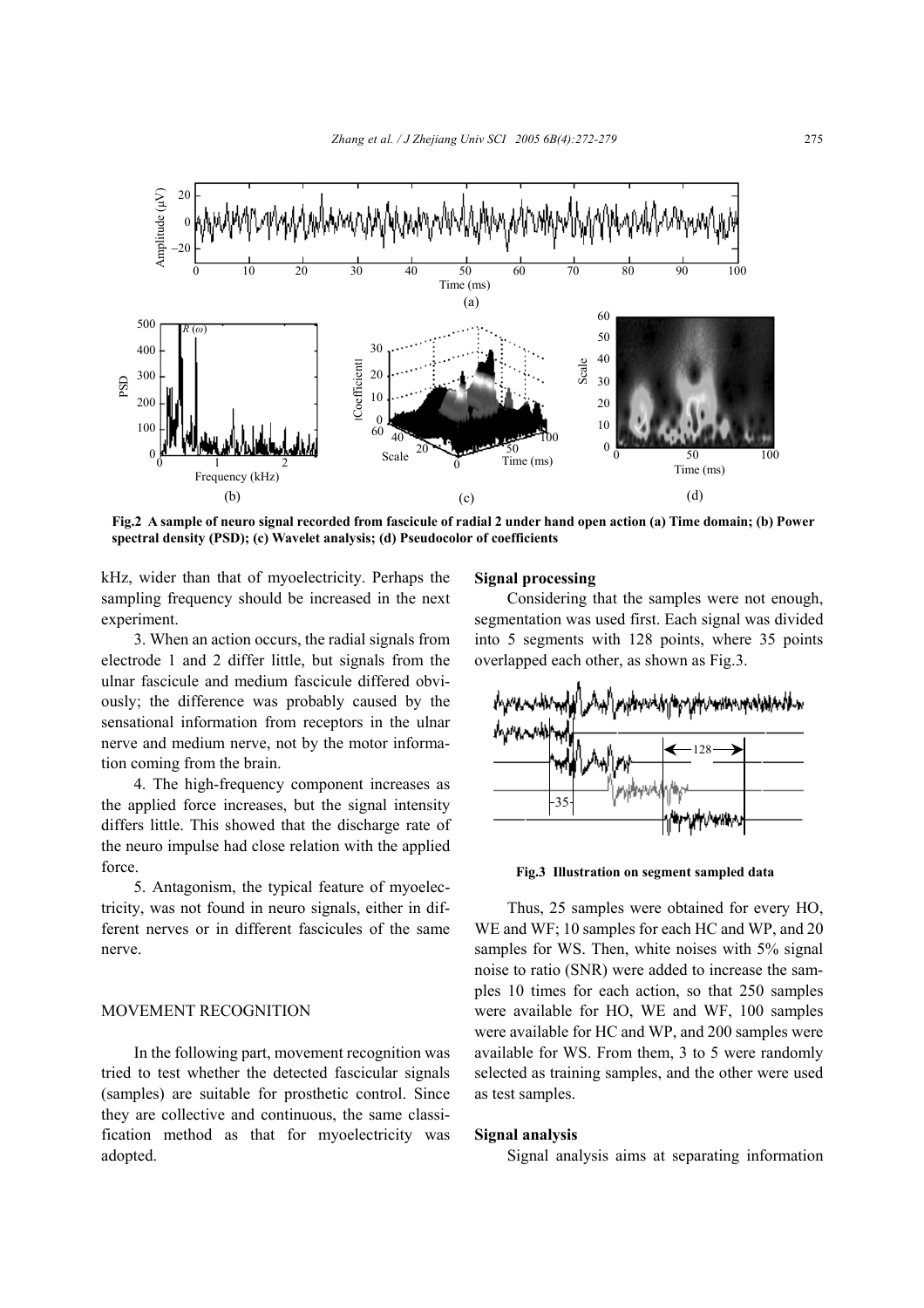Fig.2 A sample of neuro signal recorded from fascicule of radial 2 under hand open action (a) Time domain; (b) Power spectral density (PSD); (c) Wavelet analysis; (d) Pseudocolor of coefficients

kHz, wider than that of myoelectricity. Perhaps the sampling frequency should be increased in the next experiment.

3. When an action occurs, the radial signals from electrode 1 and 2 differ little, but signals from the ulnar fascicule and medium fascicule differed obviously; the difference was probably caused by the sensational information from receptors in the ulnar nerve and medium nerve, not by the motor information coming from the brain.

4. The high-frequency component increases as the applied force increases, but the signal intensity differs little. This showed that the discharge rate of the neuro impulse had close relation with the applied force.

5. Antagonism, the typical feature of myoelectricity, was not found in neuro signals, either in different nerves or in different fascicules of the same nerve.

## MOVEMENT RECOGNITION

In the following part, movement recognition was tried to test whether the detected fascicular signals (samples) are suitable for prosthetic control. Since they are collective and continuous, the same classification method as that for myoelectricity was adopted.

### Signal processing

Considering that the samples were not enough, segmentation was used first. Each signal was divided into 5 segments with 128 points, where 35 points overlapped each other, as shown as Fig.3.

Fig.3 Illustration on segment sampled data

Thus, 25 samples were obtained for every HO, WE and WF; 10 samples for each HC and WP, and 20 samples for WS. Then, white noises with 5% signal noise to ratio (SNR) were added to increase the samples 10 times for each action, so that 250 samples were available for HO, WE and WF, 100 samples were available for HC and WP, and 200 samples were available for WS. From them, 3 to 5 were randomly selected as training samples, and the other were used as test samples.

### Signal analysis

Signal analysis aims at separating information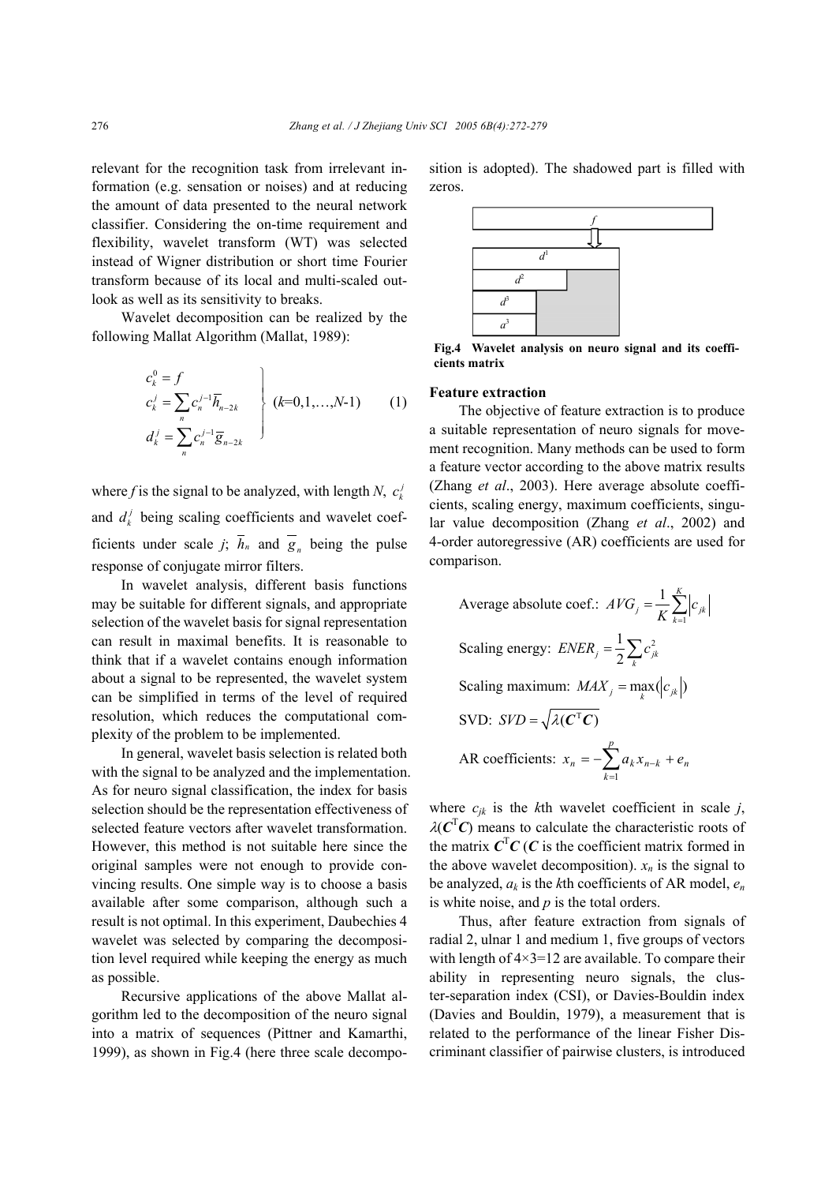relevant for the recognition task from irrelevant information (e.g. sensation or noises) and at reducing the amount of data presented to the neural network classifier. Considering the on-time requirement and flexibility, wavelet transform (WT) was selected instead of Wigner distribution or short time Fourier transform because of its local and multi-scaled outlook as well as its sensitivity to breaks.

Wavelet decomposition can be realized by the following Mallat Algorithm (Mallat, 1989):

$$\left.\begin{aligned} c_k^0 &= f \\ c_k^j &= \sum_n c_n^{j-1} \overline{h}_{n-2k} \\ d_k^j &= \sum_n c_n^{j-1} \overline{g}_{n-2k} \end{aligned}\right\} \quad (k=0,1,\ldots,N\text{-}1) \tag{1}$$

where $f$ is the signal to be analyzed, with length $N$, $c_k^j$ and $d_k^j$ being scaling coefficients and wavelet coefficients under scale $j$; $\overline{h}_n$ and $\overline{g}_n$ being the pulse response of conjugate mirror filters.

In wavelet analysis, different basis functions may be suitable for different signals, and appropriate selection of the wavelet basis for signal representation can result in maximal benefits. It is reasonable to think that if a wavelet contains enough information about a signal to be represented, the wavelet system can be simplified in terms of the level of required resolution, which reduces the computational complexity of the problem to be implemented.

In general, wavelet basis selection is related both with the signal to be analyzed and the implementation. As for neuro signal classification, the index for basis selection should be the representation effectiveness of selected feature vectors after wavelet transformation. However, this method is not suitable here since the original samples were not enough to provide convincing results. One simple way is to choose a basis available after some comparison, although such a result is not optimal. In this experiment, Daubechies 4 wavelet was selected by comparing the decomposition level required while keeping the energy as much as possible.

Recursive applications of the above Mallat algorithm led to the decomposition of the neuro signal into a matrix of sequences (Pittner and Kamarthi, 1999), as shown in Fig.4 (here three scale decomposition is adopted). The shadowed part is filled with zeros.

**Fig.4 Wavelet analysis on neuro signal and its coefficients matrix**

### Feature extraction

The objective of feature extraction is to produce a suitable representation of neuro signals for movement recognition. Many methods can be used to form a feature vector according to the above matrix results (Zhang *et al*., 2003). Here average absolute coefficients, scaling energy, maximum coefficients, singular value decomposition (Zhang *et al*., 2002) and 4-order autoregressive (AR) coefficients are used for comparison.

Average absolute coef.: $AVG_j = \frac{1}{K}\sum_{k=1}^{K} |c_{jk}|$

Scaling energy: $ENER_j = \frac{1}{2}\sum_k c_{jk}^2$

Scaling maximum: $MAX_j = \max_k(|c_{jk}|)$

SVD: $SVD = \sqrt{\lambda(\boldsymbol{C}^{\mathrm{T}}\boldsymbol{C})}$

AR coefficients: $x_n = -\sum_{k=1}^{p} a_k x_{n-k} + e_n$

where $c_{jk}$ is the $k$th wavelet coefficient in scale $j$, $\lambda(\boldsymbol{C}^{\mathrm{T}}\boldsymbol{C})$ means to calculate the characteristic roots of the matrix $\boldsymbol{C}^{\mathrm{T}}\boldsymbol{C}$ ($\boldsymbol{C}$ is the coefficient matrix formed in the above wavelet decomposition). $x_n$ is the signal to be analyzed, $a_k$ is the $k$th coefficients of AR model, $e_n$ is white noise, and $p$ is the total orders.

Thus, after feature extraction from signals of radial 2, ulnar 1 and medium 1, five groups of vectors with length of 4×3=12 are available. To compare their ability in representing neuro signals, the cluster-separation index (CSI), or Davies-Bouldin index (Davies and Bouldin, 1979), a measurement that is related to the performance of the linear Fisher Discriminant classifier of pairwise clusters, is introduced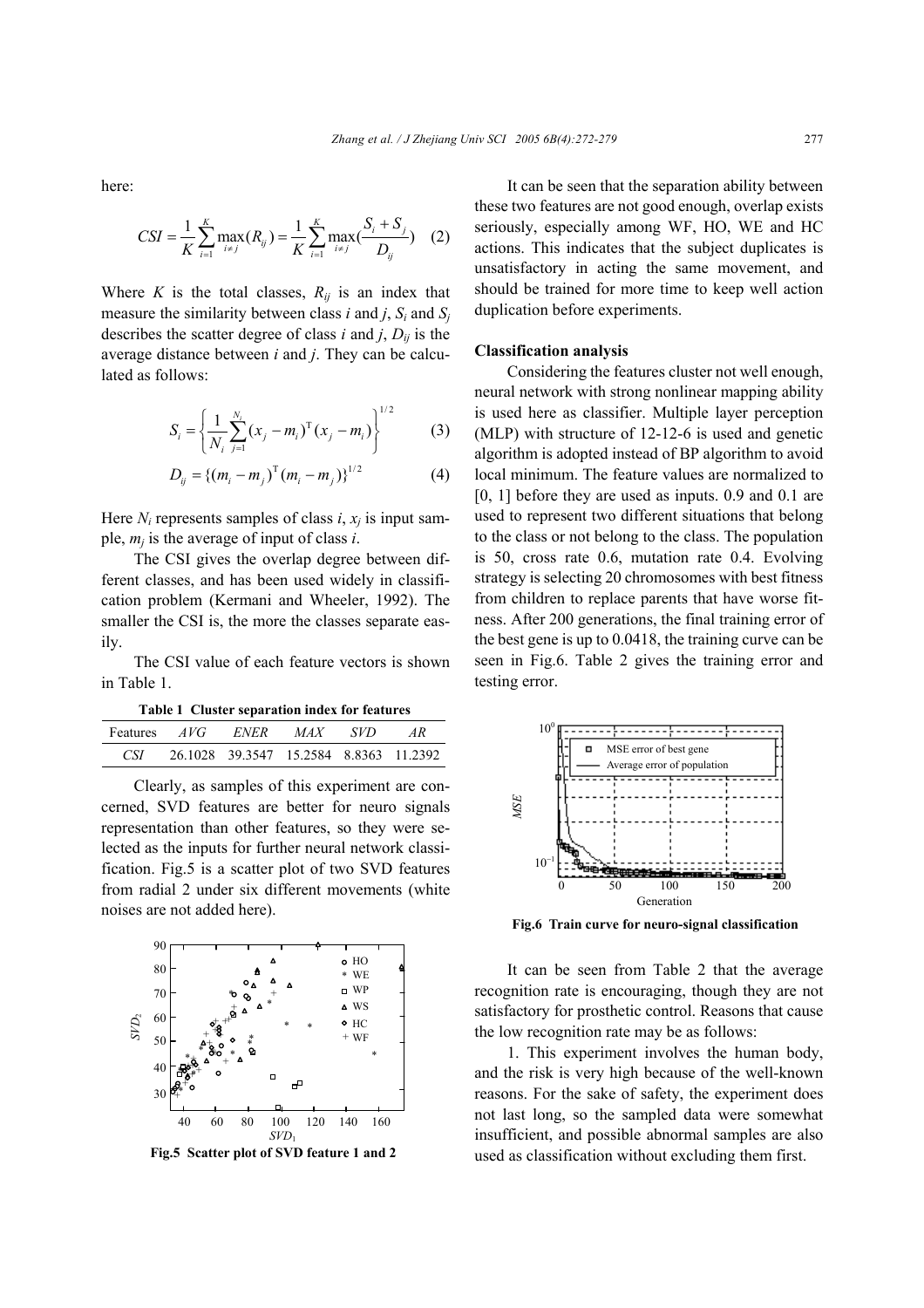here:

$$CSI = \frac{1}{K}\sum_{i=1}^{K}\max_{i\neq j}(R_{ij}) = \frac{1}{K}\sum_{i=1}^{K}\max_{i\neq j}(\frac{S_i+S_j}{D_{ij}}) \quad (2)$$

Where $K$ is the total classes, $R_{ij}$ is an index that measure the similarity between class $i$ and $j$, $S_i$ and $S_j$ describes the scatter degree of class $i$ and $j$, $D_{ij}$ is the average distance between $i$ and $j$. They can be calculated as follows:

$$S_i = \left\{\frac{1}{N_i}\sum_{j=1}^{N_i}(x_j - m_i)^{\mathrm{T}}(x_j - m_i)\right\}^{1/2} \quad (3)$$

$$D_{ij} = \{(m_i - m_j)^{\mathrm{T}}(m_i - m_j)\}^{1/2} \quad (4)$$

Here $N_i$ represents samples of class $i$, $x_j$ is input sample, $m_j$ is the average of input of class $i$.

The CSI gives the overlap degree between different classes, and has been used widely in classification problem (Kermani and Wheeler, 1992). The smaller the CSI is, the more the classes separate easily.

The CSI value of each feature vectors is shown in Table 1.

**Table 1 Cluster separation index for features**

| Features | *AVG* | *ENER* | *MAX* | *SVD* | *AR* |
|---|---|---|---|---|---|
| *CSI* | 26.1028 | 39.3547 | 15.2584 | 8.8363 | 11.2392 |

Clearly, as samples of this experiment are concerned, SVD features are better for neuro signals representation than other features, so they were selected as the inputs for further neural network classification. Fig.5 is a scatter plot of two SVD features from radial 2 under six different movements (white noises are not added here).

**Fig.5 Scatter plot of SVD feature 1 and 2**

It can be seen that the separation ability between these two features are not good enough, overlap exists seriously, especially among WF, HO, WE and HC actions. This indicates that the subject duplicates is unsatisfactory in acting the same movement, and should be trained for more time to keep well action duplication before experiments.

**Classification analysis**

Considering the features cluster not well enough, neural network with strong nonlinear mapping ability is used here as classifier. Multiple layer perception (MLP) with structure of 12-12-6 is used and genetic algorithm is adopted instead of BP algorithm to avoid local minimum. The feature values are normalized to [0, 1] before they are used as inputs. 0.9 and 0.1 are used to represent two different situations that belong to the class or not belong to the class. The population is 50, cross rate 0.6, mutation rate 0.4. Evolving strategy is selecting 20 chromosomes with best fitness from children to replace parents that have worse fitness. After 200 generations, the final training error of the best gene is up to 0.0418, the training curve can be seen in Fig.6. Table 2 gives the training error and testing error.

**Fig.6 Train curve for neuro-signal classification**

It can be seen from Table 2 that the average recognition rate is encouraging, though they are not satisfactory for prosthetic control. Reasons that cause the low recognition rate may be as follows:

1. This experiment involves the human body, and the risk is very high because of the well-known reasons. For the sake of safety, the experiment does not last long, so the sampled data were somewhat insufficient, and possible abnormal samples are also used as classification without excluding them first.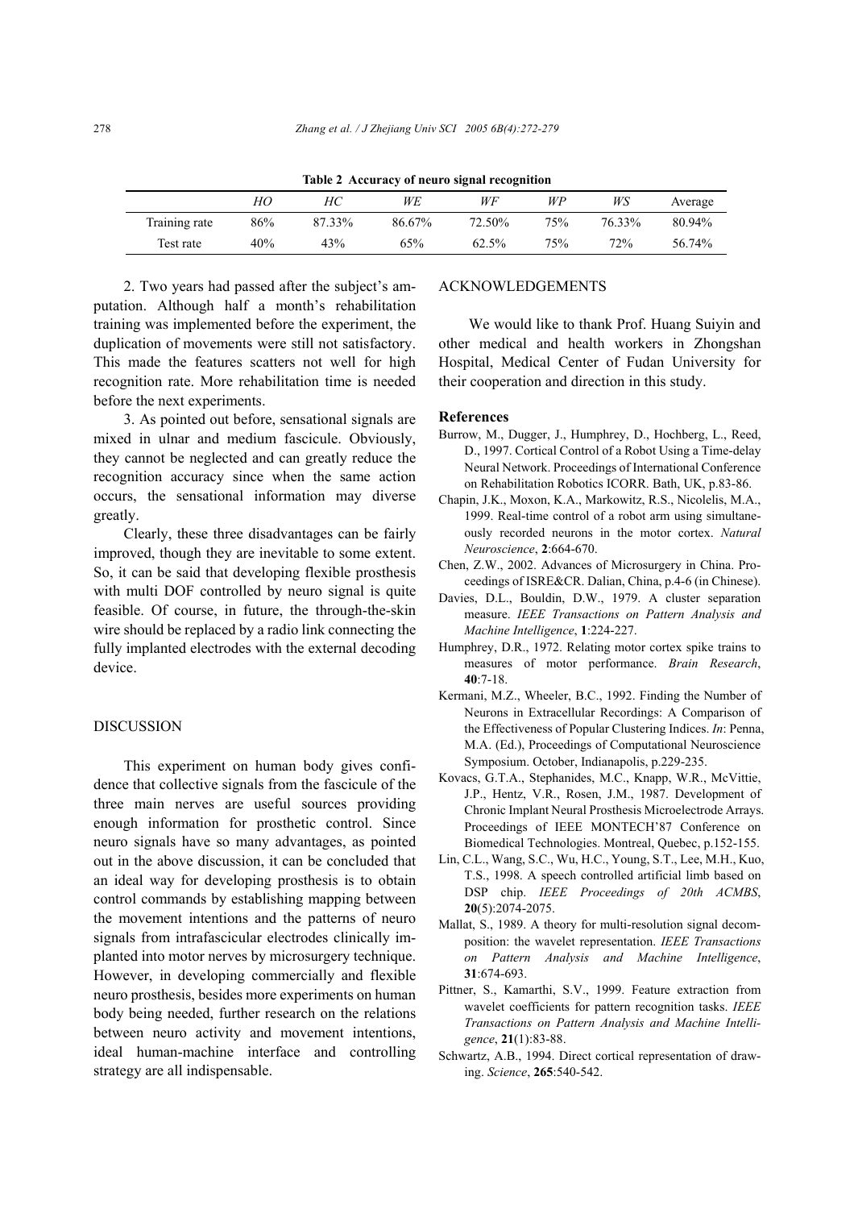**Table 2 Accuracy of neuro signal recognition**

| | *HO* | *HC* | *WE* | *WF* | *WP* | *WS* | Average |
|---|---|---|---|---|---|---|---|
| Training rate | 86% | 87.33% | 86.67% | 72.50% | 75% | 76.33% | 80.94% |
| Test rate | 40% | 43% | 65% | 62.5% | 75% | 72% | 56.74% |

2. Two years had passed after the subject's amputation. Although half a month's rehabilitation training was implemented before the experiment, the duplication of movements were still not satisfactory. This made the features scatters not well for high recognition rate. More rehabilitation time is needed before the next experiments.

3. As pointed out before, sensational signals are mixed in ulnar and medium fascicule. Obviously, they cannot be neglected and can greatly reduce the recognition accuracy since when the same action occurs, the sensational information may diverse greatly.

Clearly, these three disadvantages can be fairly improved, though they are inevitable to some extent. So, it can be said that developing flexible prosthesis with multi DOF controlled by neuro signal is quite feasible. Of course, in future, the through-the-skin wire should be replaced by a radio link connecting the fully implanted electrodes with the external decoding device.

## DISCUSSION

This experiment on human body gives confidence that collective signals from the fascicule of the three main nerves are useful sources providing enough information for prosthetic control. Since neuro signals have so many advantages, as pointed out in the above discussion, it can be concluded that an ideal way for developing prosthesis is to obtain control commands by establishing mapping between the movement intentions and the patterns of neuro signals from intrafascicular electrodes clinically implanted into motor nerves by microsurgery technique. However, in developing commercially and flexible neuro prosthesis, besides more experiments on human body being needed, further research on the relations between neuro activity and movement intentions, ideal human-machine interface and controlling strategy are all indispensable.

## ACKNOWLEDGEMENTS

We would like to thank Prof. Huang Suiyin and other medical and health workers in Zhongshan Hospital, Medical Center of Fudan University for their cooperation and direction in this study.

## References

Burrow, M., Dugger, J., Humphrey, D., Hochberg, L., Reed, D., 1997. Cortical Control of a Robot Using a Time-delay Neural Network. Proceedings of International Conference on Rehabilitation Robotics ICORR. Bath, UK, p.83-86.

Chapin, J.K., Moxon, K.A., Markowitz, R.S., Nicolelis, M.A., 1999. Real-time control of a robot arm using simultaneously recorded neurons in the motor cortex. *Natural Neuroscience*, **2**:664-670.

Chen, Z.W., 2002. Advances of Microsurgery in China. Proceedings of ISRE&CR. Dalian, China, p.4-6 (in Chinese).

Davies, D.L., Bouldin, D.W., 1979. A cluster separation measure. *IEEE Transactions on Pattern Analysis and Machine Intelligence*, **1**:224-227.

Humphrey, D.R., 1972. Relating motor cortex spike trains to measures of motor performance. *Brain Research*, **40**:7-18.

Kermani, M.Z., Wheeler, B.C., 1992. Finding the Number of Neurons in Extracellular Recordings: A Comparison of the Effectiveness of Popular Clustering Indices. *In*: Penna, M.A. (Ed.), Proceedings of Computational Neuroscience Symposium. October, Indianapolis, p.229-235.

Kovacs, G.T.A., Stephanides, M.C., Knapp, W.R., McVittie, J.P., Hentz, V.R., Rosen, J.M., 1987. Development of Chronic Implant Neural Prosthesis Microelectrode Arrays. Proceedings of IEEE MONTECH'87 Conference on Biomedical Technologies. Montreal, Quebec, p.152-155.

Lin, C.L., Wang, S.C., Wu, H.C., Young, S.T., Lee, M.H., Kuo, T.S., 1998. A speech controlled artificial limb based on DSP chip. *IEEE Proceedings of 20th ACMBS*, **20**(5):2074-2075.

Mallat, S., 1989. A theory for multi-resolution signal decomposition: the wavelet representation. *IEEE Transactions on Pattern Analysis and Machine Intelligence*, **31**:674-693.

Pittner, S., Kamarthi, S.V., 1999. Feature extraction from wavelet coefficients for pattern recognition tasks. *IEEE Transactions on Pattern Analysis and Machine Intelligence*, **21**(1):83-88.

Schwartz, A.B., 1994. Direct cortical representation of drawing. *Science*, **265**:540-542.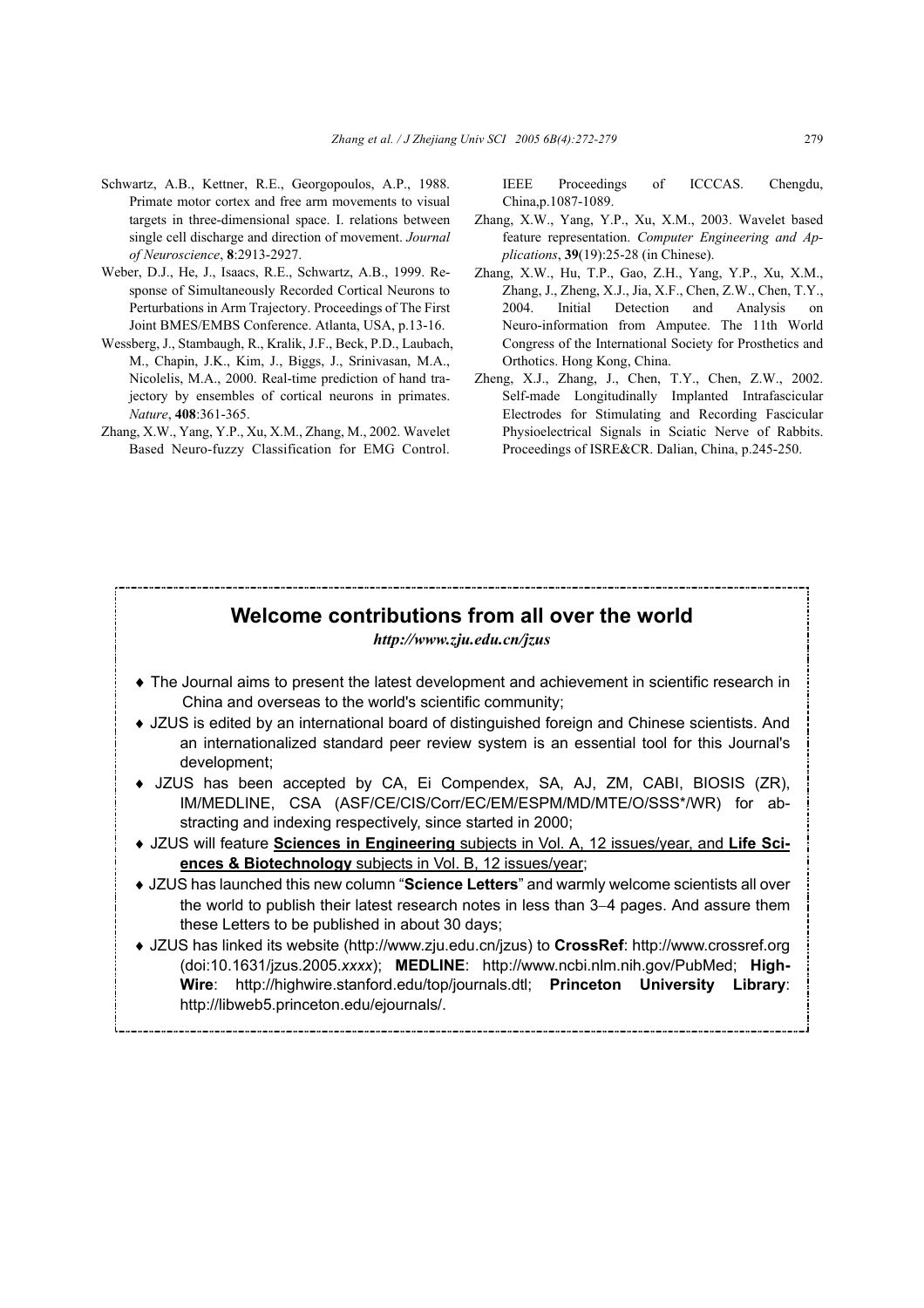Schwartz, A.B., Kettner, R.E., Georgopoulos, A.P., 1988. Primate motor cortex and free arm movements to visual targets in three-dimensional space. I. relations between single cell discharge and direction of movement. *Journal of Neuroscience*, **8**:2913-2927.

Weber, D.J., He, J., Isaacs, R.E., Schwartz, A.B., 1999. Response of Simultaneously Recorded Cortical Neurons to Perturbations in Arm Trajectory. Proceedings of The First Joint BMES/EMBS Conference. Atlanta, USA, p.13-16.

Wessberg, J., Stambaugh, R., Kralik, J.F., Beck, P.D., Laubach, M., Chapin, J.K., Kim, J., Biggs, J., Srinivasan, M.A., Nicolelis, M.A., 2000. Real-time prediction of hand trajectory by ensembles of cortical neurons in primates. *Nature*, **408**:361-365.

Zhang, X.W., Yang, Y.P., Xu, X.M., Zhang, M., 2002. Wavelet Based Neuro-fuzzy Classification for EMG Control. IEEE Proceedings of ICCCAS. Chengdu, China,p.1087-1089.

Zhang, X.W., Yang, Y.P., Xu, X.M., 2003. Wavelet based feature representation. *Computer Engineering and Applications*, **39**(19):25-28 (in Chinese).

Zhang, X.W., Hu, T.P., Gao, Z.H., Yang, Y.P., Xu, X.M., Zhang, J., Zheng, X.J., Jia, X.F., Chen, Z.W., Chen, T.Y., 2004. Initial Detection and Analysis on Neuro-information from Amputee. The 11th World Congress of the International Society for Prosthetics and Orthotics. Hong Kong, China.

Zheng, X.J., Zhang, J., Chen, T.Y., Chen, Z.W., 2002. Self-made Longitudinally Implanted Intrafascicular Electrodes for Stimulating and Recording Fascicular Physioelectrical Signals in Sciatic Nerve of Rabbits. Proceedings of ISRE&CR. Dalian, China, p.245-250.

## Welcome contributions from all over the world

***http://www.zju.edu.cn/jzus***

- ♦ The Journal aims to present the latest development and achievement in scientific research in China and overseas to the world's scientific community;
- ♦ JZUS is edited by an international board of distinguished foreign and Chinese scientists. And an internationalized standard peer review system is an essential tool for this Journal's development;
- ♦ JZUS has been accepted by CA, Ei Compendex, SA, AJ, ZM, CABI, BIOSIS (ZR), IM/MEDLINE, CSA (ASF/CE/CIS/Corr/EC/EM/ESPM/MD/MTE/O/SSS*/WR) for abstracting and indexing respectively, since started in 2000;
- ♦ JZUS will feature **Sciences in Engineering** subjects in Vol. A, 12 issues/year, and **Life Sciences & Biotechnology** subjects in Vol. B, 12 issues/year;
- ♦ JZUS has launched this new column "**Science Letters**" and warmly welcome scientists all over the world to publish their latest research notes in less than 3–4 pages. And assure them these Letters to be published in about 30 days;
- ♦ JZUS has linked its website (http://www.zju.edu.cn/jzus) to **CrossRef**: http://www.crossref.org (doi:10.1631/jzus.2005.*xxxx*); **MEDLINE**: http://www.ncbi.nlm.nih.gov/PubMed; **HighWire**: http://highwire.stanford.edu/top/journals.dtl; **Princeton University Library**: http://libweb5.princeton.edu/ejournals/.